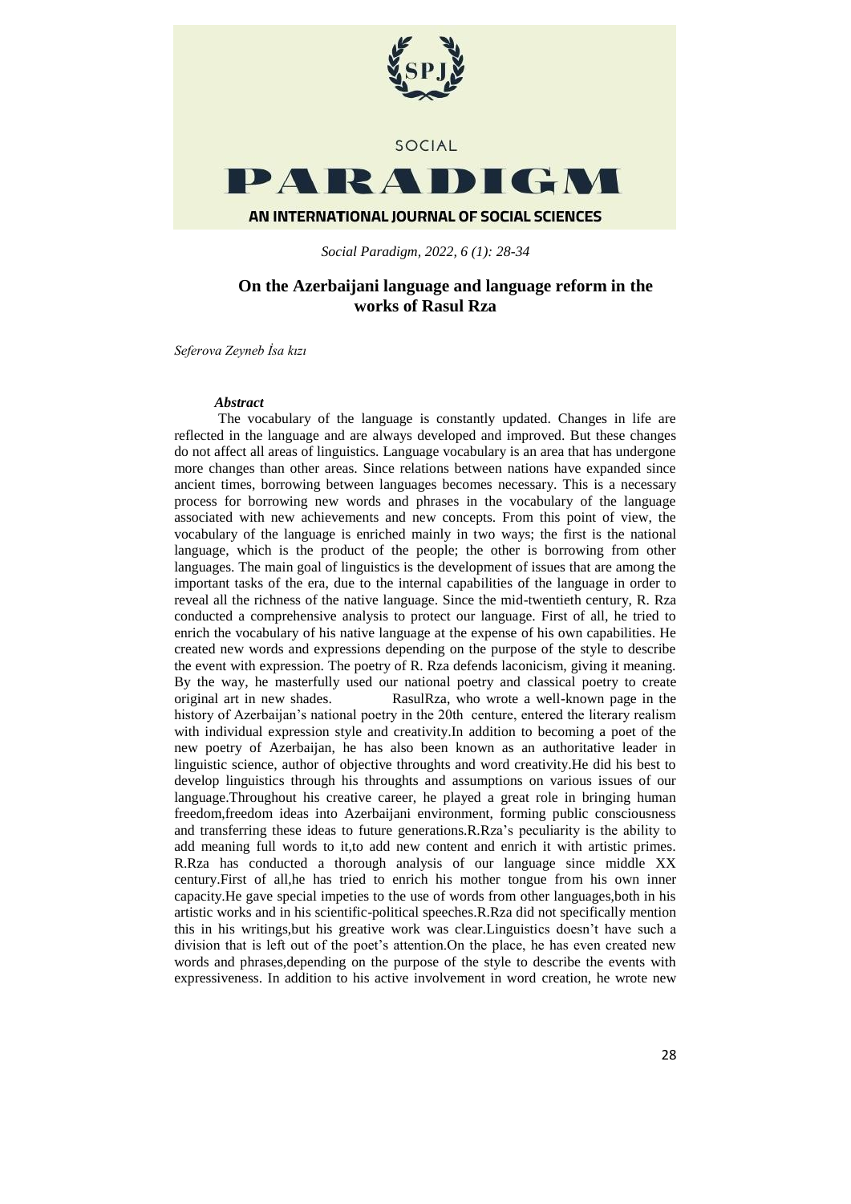# On the Azerbaijani language and language reform in the works of Rasul Rza

*Seferova Zeyneb İsa kızı*

***Abstract***

The vocabulary of the language is constantly updated. Changes in life are reflected in the language and are always developed and improved. But these changes do not affect all areas of linguistics. Language vocabulary is an area that has undergone more changes than other areas. Since relations between nations have expanded since ancient times, borrowing between languages becomes necessary. This is a necessary process for borrowing new words and phrases in the vocabulary of the language associated with new achievements and new concepts. From this point of view, the vocabulary of the language is enriched mainly in two ways; the first is the national language, which is the product of the people; the other is borrowing from other languages. The main goal of linguistics is the development of issues that are among the important tasks of the era, due to the internal capabilities of the language in order to reveal all the richness of the native language. Since the mid-twentieth century, R. Rza conducted a comprehensive analysis to protect our language. First of all, he tried to enrich the vocabulary of his native language at the expense of his own capabilities. He created new words and expressions depending on the purpose of the style to describe the event with expression. The poetry of R. Rza defends laconicism, giving it meaning. By the way, he masterfully used our national poetry and classical poetry to create original art in new shades. RasulRza, who wrote a well-known page in the history of Azerbaijan's national poetry in the 20th centure, entered the literary realism with individual expression style and creativity.In addition to becoming a poet of the new poetry of Azerbaijan, he has also been known as an authoritative leader in linguistic science, author of objective throughts and word creativity.He did his best to develop linguistics through his throughts and assumptions on various issues of our language.Throughout his creative career, he played a great role in bringing human freedom,freedom ideas into Azerbaijani environment, forming public consciousness and transferring these ideas to future generations.R.Rza's peculiarity is the ability to add meaning full words to it,to add new content and enrich it with artistic primes. R.Rza has conducted a thorough analysis of our language since middle XX century.First of all,he has tried to enrich his mother tongue from his own inner capacity.He gave special impeties to the use of words from other languages,both in his artistic works and in his scientific-political speeches.R.Rza did not specifically mention this in his writings,but his greative work was clear.Linguistics doesn't have such a division that is left out of the poet's attention.On the place, he has even created new words and phrases,depending on the purpose of the style to describe the events with expressiveness. In addition to his active involvement in word creation, he wrote new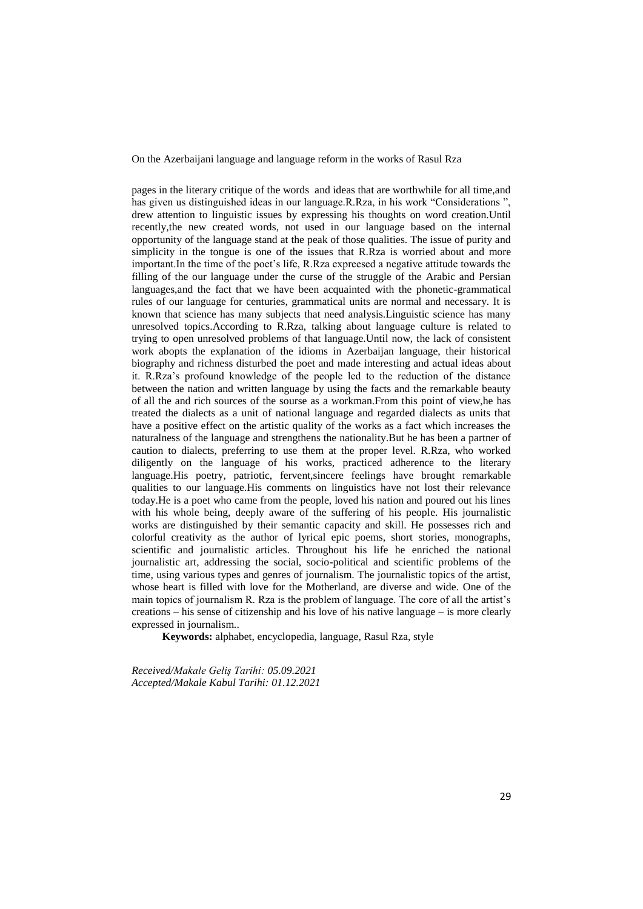pages in the literary critique of the words and ideas that are worthwhile for all time,and has given us distinguished ideas in our language.R.Rza, in his work "Considerations ", drew attention to linguistic issues by expressing his thoughts on word creation.Until recently,the new created words, not used in our language based on the internal opportunity of the language stand at the peak of those qualities. The issue of purity and simplicity in the tongue is one of the issues that R.Rza is worried about and more important.In the time of the poet's life, R.Rza expreesed a negative attitude towards the filling of the our language under the curse of the struggle of the Arabic and Persian languages,and the fact that we have been acquainted with the phonetic-grammatical rules of our language for centuries, grammatical units are normal and necessary. It is known that science has many subjects that need analysis.Linguistic science has many unresolved topics.According to R.Rza, talking about language culture is related to trying to open unresolved problems of that language.Until now, the lack of consistent work abopts the explanation of the idioms in Azerbaijan language, their historical biography and richness disturbed the poet and made interesting and actual ideas about it. R.Rza's profound knowledge of the people led to the reduction of the distance between the nation and written language by using the facts and the remarkable beauty of all the and rich sources of the sourse as a workman.From this point of view,he has treated the dialects as a unit of national language and regarded dialects as units that have a positive effect on the artistic quality of the works as a fact which increases the naturalness of the language and strengthens the nationality.But he has been a partner of caution to dialects, preferring to use them at the proper level. R.Rza, who worked diligently on the language of his works, practiced adherence to the literary language.His poetry, patriotic, fervent,sincere feelings have brought remarkable qualities to our language.His comments on linguistics have not lost their relevance today.He is a poet who came from the people, loved his nation and poured out his lines with his whole being, deeply aware of the suffering of his people. His journalistic works are distinguished by their semantic capacity and skill. He possesses rich and colorful creativity as the author of lyrical epic poems, short stories, monographs, scientific and journalistic articles. Throughout his life he enriched the national journalistic art, addressing the social, socio-political and scientific problems of the time, using various types and genres of journalism. The journalistic topics of the artist, whose heart is filled with love for the Motherland, are diverse and wide. One of the main topics of journalism R. Rza is the problem of language. The core of all the artist's creations – his sense of citizenship and his love of his native language – is more clearly expressed in journalism..

**Keywords:** alphabet, encyclopedia, language, Rasul Rza, style

*Received/Makale Geliş Tarihi: 05.09.2021*
*Accepted/Makale Kabul Tarihi: 01.12.2021*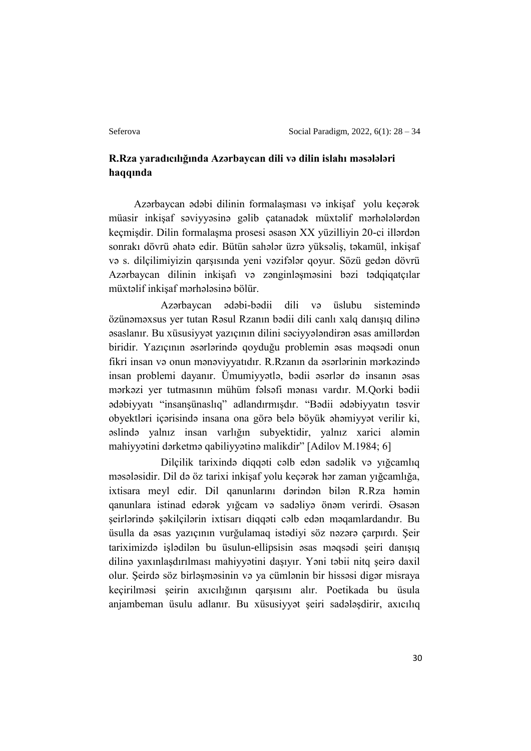## R.Rza yaradıcılığında Azərbaycan dili və dilin islahı məsələləri haqqında

Azərbaycan ədəbi dilinin formalaşması və inkişaf yolu keçərək müasir inkişaf səviyyəsinə gəlib çatanadək müxtəlif mərhələlərdən keçmişdir. Dilin formalaşma prosesi əsasən XX yüzilliyin 20-ci illərdən sonrakı dövrü əhatə edir. Bütün sahələr üzrə yüksəliş, təkamül, inkişaf və s. dilçilimiyizin qarşısında yeni vəzifələr qoyur. Sözü gedən dövrü Azərbaycan dilinin inkişafı və zənginləşməsini bəzi tədqiqatçılar müxtəlif inkişaf mərhələsinə bölür.

Azərbaycan ədəbi-bədii dili və üslubu sistemində özünəməxsus yer tutan Rəsul Rzanın bədii dili canlı xalq danışıq dilinə əsaslanır. Bu xüsusiyyət yazıçının dilini səciyyələndirən əsas amillərdən biridir. Yazıçının əsərlərində qoyduğu problemin əsas məqsədi onun fikri insan və onun mənəviyyatıdır. R.Rzanın da əsərlərinin mərkəzində insan problemi dayanır. Ümumiyyətlə, bədii əsərlər də insanın əsas mərkəzi yer tutmasının mühüm fəlsəfi mənası vardır. M.Qorki bədii ədəbiyyatı "insanşünaslıq" adlandırmışdır. "Bədii ədəbiyyatın təsvir obyektləri içərisində insana ona görə belə böyük əhəmiyyət verilir ki, əslində yalnız insan varlığın subyektidir, yalnız xarici aləmin mahiyyətini dərketmə qabiliyyətinə malikdir" [Adilov M.1984; 6]

Dilçilik tarixində diqqəti cəlb edən sadəlik və yığcamlıq məsələsidir. Dil də öz tarixi inkişaf yolu keçərək hər zaman yığcamlığa, ixtisara meyl edir. Dil qanunlarını dərindən bilən R.Rza həmin qanunlara istinad edərək yığcam və sadəliyə önəm verirdi. Əsasən şeirlərində şəkilçilərin ixtisarı diqqəti cəlb edən məqamlardandır. Bu üsulla da əsas yazıçının vurğulamaq istədiyi söz nəzərə çarpırdı. Şeir tariximizdə işlədilən bu üsulun-ellipsisin əsas məqsədi şeiri danışıq dilinə yaxınlaşdırılması mahiyyətini daşıyır. Yəni təbii nitq şeirə daxil olur. Şeirdə söz birləşməsinin və ya cümlənin bir hissəsi digər misraya keçirilməsi şeirin axıcılığının qarşısını alır. Poetikada bu üsula anjambeman üsulu adlanır. Bu xüsusiyyət şeiri sadələşdirir, axıcılıq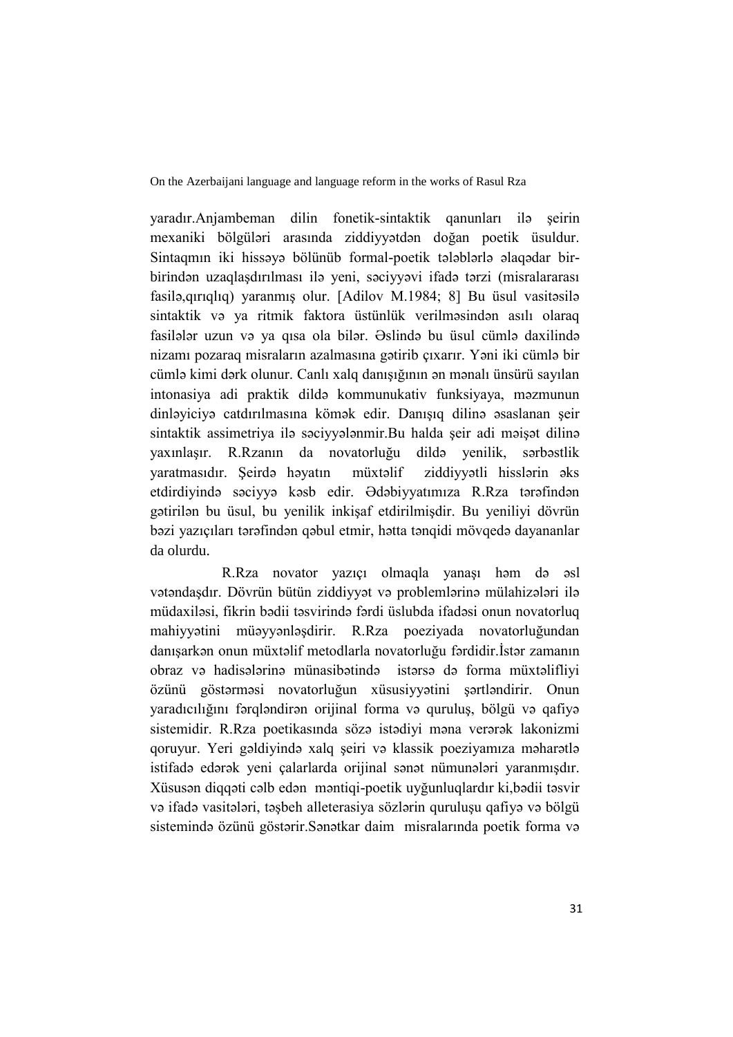yaradır.Anjambeman dilin fonetik-sintaktik qanunları ilə şeirin mexaniki bölgüləri arasında ziddiyyətdən doğan poetik üsuldur. Sintaqmın iki hissəyə bölünüb formal-poetik tələblərlə əlaqədar bir-birindən uzaqlaşdırılması ilə yeni, səciyyəvi ifadə tərzi (misralararası fasilə,qırıqlıq) yaranmış olur. [Adilov M.1984; 8] Bu üsul vasitəsilə sintaktik və ya ritmik faktora üstünlük verilməsindən asılı olaraq fasilələr uzun və ya qısa ola bilər. Əslində bu üsul cümlə daxilində nizamı pozaraq misraların azalmasına gətirib çıxarır. Yəni iki cümlə bir cümlə kimi dərk olunur. Canlı xalq danışığının ən mənalı ünsürü sayılan intonasiya adi praktik dildə kommunukativ funksiyaya, məzmunun dinləyiciyə catdırılmasına kömək edir. Danışıq dilinə əsaslanan şeir sintaktik assimetriya ilə səciyyələnmir.Bu halda şeir adi məişət dilinə yaxınlaşır. R.Rzanın da novatorluğu dildə yenilik, sərbəstlik yaratmasıdır. Şeirdə həyatın müxtəlif ziddiyyətli hisslərin əks etdirdiyində səciyyə kəsb edir. Ədəbiyyatımıza R.Rza tərəfindən gətirilən bu üsul, bu yenilik inkişaf etdirilmişdir. Bu yeniliyi dövrün bəzi yazıçıları tərəfindən qəbul etmir, hətta tənqidi mövqedə dayananlar da olurdu.

R.Rza novator yazıçı olmaqla yanaşı həm də əsl vətəndaşdır. Dövrün bütün ziddiyyət və problemlərinə mülahizələri ilə müdaxiləsi, fikrin bədii təsvirində fərdi üslubda ifadəsi onun novatorluq mahiyyətini müəyyənləşdirir. R.Rza poeziyada novatorluğundan danışarkən onun müxtəlif metodlarla novatorluğu fərdidir.İstər zamanın obraz və hadisələrinə münasibətində istərsə də forma müxtəlifliyi özünü göstərməsi novatorluğun xüsusiyyətini şərtləndirir. Onun yaradıcılığını fərqləndirən orijinal forma və quruluş, bölgü və qafiyə sistemidir. R.Rza poetikasında sözə istədiyi məna verərək lakonizmi qoruyur. Yeri gəldiyində xalq şeiri və klassik poeziyamıza məharətlə istifadə edərək yeni çalarlarda orijinal sənət nümunələri yaranmışdır. Xüsusən diqqəti cəlb edən məntiqi-poetik uyğunluqlardır ki,bədii təsvir və ifadə vasitələri, təşbeh alleterasiya sözlərin quruluşu qafiyə və bölgü sistemində özünü göstərir.Sənətkar daim misralarında poetik forma və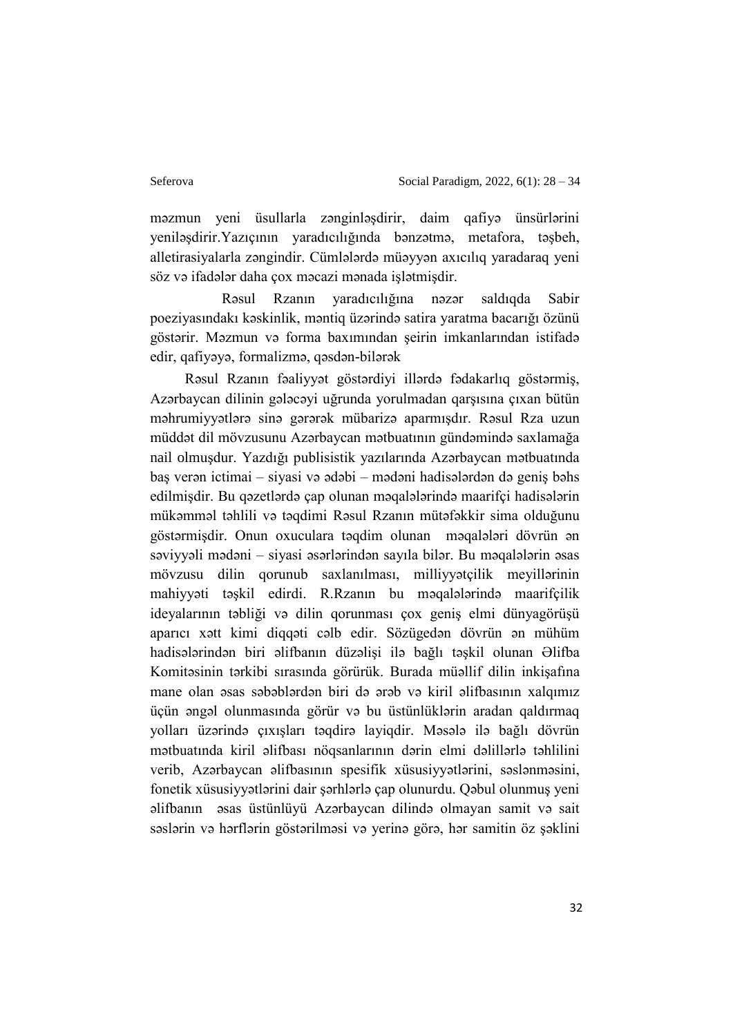məzmun yeni üsullarla zənginləşdirir, daim qafiyə ünsürlərini yeniləşdirir.Yazıçının yaradıcılığında bənzətmə, metafora, təşbeh, alletirasiyalarla zəngindir. Cümlələrdə müəyyən axıcılıq yaradaraq yeni söz və ifadələr daha çox məcazi mənada işlətmişdir.

Rəsul Rzanın yaradıcılığına nəzər saldıqda Sabir poeziyasındakı kəskinlik, məntiq üzərində satira yaratma bacarığı özünü göstərir. Məzmun və forma baxımından şeirin imkanlarından istifadə edir, qafiyəyə, formalizmə, qəsdən-bilərək

Rəsul Rzanın fəaliyyət göstərdiyi illərdə fədakarlıq göstərmiş, Azərbaycan dilinin gələcəyi uğrunda yorulmadan qarşısına çıxan bütün məhrumiyyətlərə sinə gərərək mübarizə aparmışdır. Rəsul Rza uzun müddət dil mövzusunu Azərbaycan mətbuatının gündəmində saxlamağa nail olmuşdur. Yazdığı publisistik yazılarında Azərbaycan mətbuatında baş verən ictimai – siyasi və ədəbi – mədəni hadisələrdən də geniş bəhs edilmişdir. Bu qəzetlərdə çap olunan məqalələrində maarifçi hadisələrin mükəmməl təhlili və təqdimi Rəsul Rzanın mütəfəkkir sima olduğunu göstərmişdir. Onun oxuculara təqdim olunan məqalələri dövrün ən səviyyəli mədəni – siyasi əsərlərindən sayıla bilər. Bu məqalələrin əsas mövzusu dilin qorunub saxlanılması, milliyyətçilik meyillərinin mahiyyəti təşkil edirdi. R.Rzanın bu məqalələrində maarifçilik ideyalarının təbliği və dilin qorunması çox geniş elmi dünyagörüşü aparıcı xətt kimi diqqəti cəlb edir. Sözügedən dövrün ən mühüm hadisələrindən biri əlifbanın düzəlişi ilə bağlı təşkil olunan Əlifba Komitəsinin tərkibi sırasında görürük. Burada müəllif dilin inkişafına mane olan əsas səbəblərdən biri də ərəb və kiril əlifbasının xalqımız üçün əngəl olunmasında görür və bu üstünlüklərin aradan qaldırmaq yolları üzərində çıxışları təqdirə layiqdir. Məsələ ilə bağlı dövrün mətbuatında kiril əlifbası nöqsanlarının dərin elmi dəlillərlə təhlilini verib, Azərbaycan əlifbasının spesifik xüsusiyyətlərini, səslənməsini, fonetik xüsusiyyətlərini dair şərhlərlə çap olunurdu. Qəbul olunmuş yeni əlifbanın əsas üstünlüyü Azərbaycan dilində olmayan samit və sait səslərin və hərflərin göstərilməsi və yerinə görə, hər samitin öz şəklini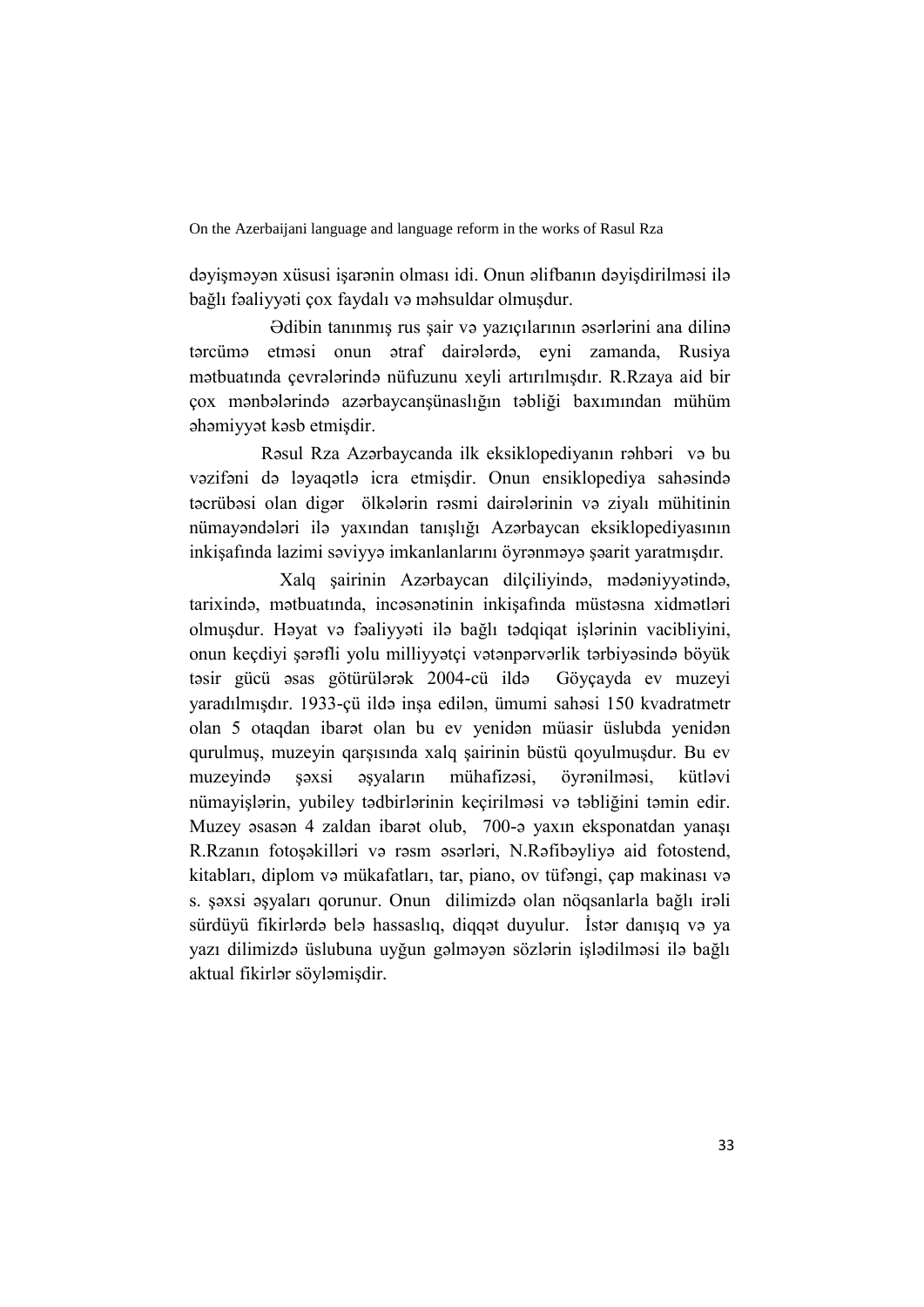dəyişməyən xüsusi işarənin olması idi. Onun əlifbanın dəyişdirilməsi ilə bağlı fəaliyyəti çox faydalı və məhsuldar olmuşdur.

Ədibin tanınmış rus şair və yazıçılarının əsərlərini ana dilinə tərcümə etməsi onun ətraf dairələrdə, eyni zamanda, Rusiya mətbuatında çevrələrində nüfuzunu xeyli artırılmışdır. R.Rzaya aid bir çox mənbələrində azərbaycanşünaslığın təbliği baxımından mühüm əhəmiyyət kəsb etmişdir.

Rəsul Rza Azərbaycanda ilk eksiklopediyanın rəhbəri və bu vəzifəni də ləyaqətlə icra etmişdir. Onun ensiklopediya sahəsində təcrübəsi olan digər ölkələrin rəsmi dairələrinin və ziyalı mühitinin nümayəndələri ilə yaxından tanışlığı Azərbaycan eksiklopediyasının inkişafında lazimi səviyyə imkanlanlarını öyrənməyə şəarit yaratmışdır.

Xalq şairinin Azərbaycan dilçiliyində, mədəniyyətində, tarixində, mətbuatında, incəsənətinin inkişafında müstəsna xidmətləri olmuşdur. Həyat və fəaliyyəti ilə bağlı tədqiqat işlərinin vacibliyini, onun keçdiyi şərəfli yolu milliyyətçi vətənpərvərlik tərbiyəsində böyük təsir gücü əsas götürülərək 2004-cü ildə Göyçayda ev muzeyi yaradılmışdır. 1933-çü ildə inşa edilən, ümumi sahəsi 150 kvadratmetr olan 5 otaqdan ibarət olan bu ev yenidən müasir üslubda yenidən qurulmuş, muzeyin qarşısında xalq şairinin büstü qoyulmuşdur. Bu ev muzeyində şəxsi əşyaların mühafizəsi, öyrənilməsi, kütləvi nümayişlərin, yubiley tədbirlərinin keçirilməsi və təbliğini təmin edir. Muzey əsasən 4 zaldan ibarət olub, 700-ə yaxın eksponatdan yanaşı R.Rzanın fotoşəkilləri və rəsm əsərləri, N.Rəfibəyliyə aid fotostend, kitabları, diplom və mükafatları, tar, piano, ov tüfəngi, çap makinası və s. şəxsi əşyaları qorunur. Onun dilimizdə olan nöqsanlarla bağlı irəli sürdüyü fikirlərdə belə hassaslıq, diqqət duyulur. İstər danışıq və ya yazı dilimizdə üslubuna uyğun gəlməyən sözlərin işlədilməsi ilə bağlı aktual fikirlər söyləmişdir.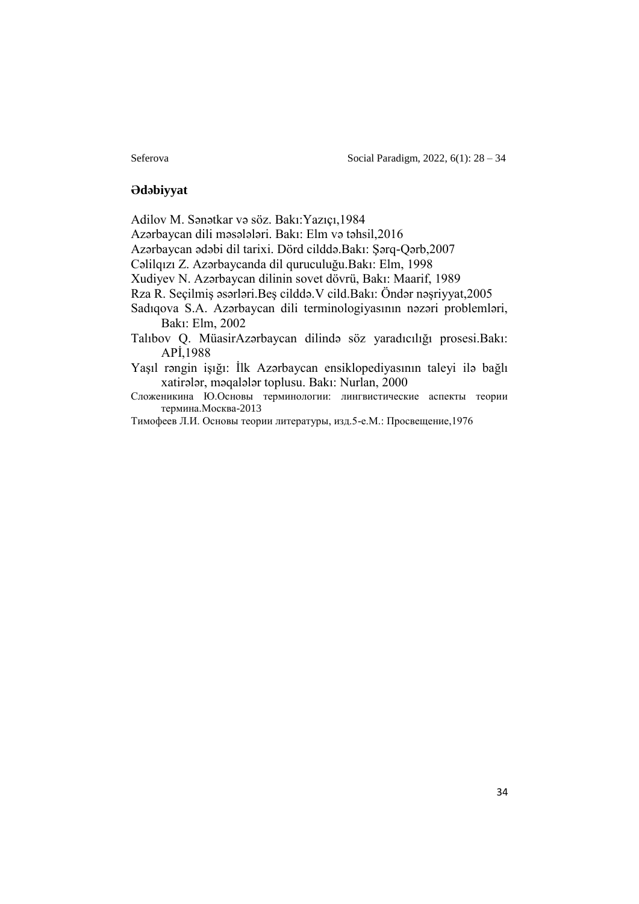## Ədəbiyyat

Adilov M. Sənətkar və söz. Bakı:Yazıçı,1984

Azərbaycan dili məsələləri. Bakı: Elm və təhsil,2016

Azərbaycan ədəbi dil tarixi. Dörd cilddə.Bakı: Şərq-Qərb,2007

Cəlilqızı Z. Azərbaycanda dil quruculuğu.Bakı: Elm, 1998

Xudiyev N. Azərbaycan dilinin sovet dövrü, Bakı: Maarif, 1989

Rza R. Seçilmiş əsərləri.Beş cilddə.V cild.Bakı: Öndər nəşriyyat,2005

Sadıqova S.A. Azərbaycan dili terminologiyasının nəzəri problemləri, Bakı: Elm, 2002

Talıbov Q. MüasirAzərbaycan dilində söz yaradıcılığı prosesi.Bakı: APİ,1988

Yaşıl rəngin işığı: İlk Azərbaycan ensiklopediyasının taleyi ilə bağlı xatirələr, məqalələr toplusu. Bakı: Nurlan, 2000

Сложеникина Ю.Основы терминологии: лингвистические аспекты теории термина.Москва-2013

Тимофеев Л.И. Основы теории литературы, изд.5-е.М.: Просвещение,1976